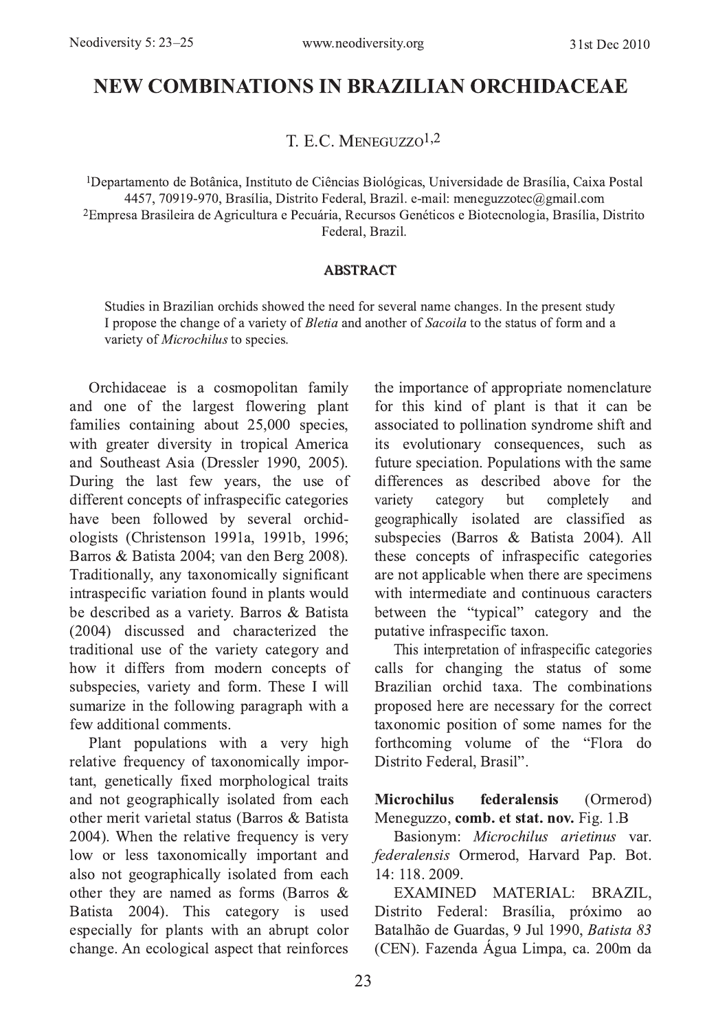# NEW COMBINATIONS IN BRAZILIAN ORCHIDACEAE

T. E.C. Meneguzzo[1,2]

[1]Departamento de Botânica, Instituto de Ciências Biológicas, Universidade de Brasília, Caixa Postal 4457, 70919-970, Brasília, Distrito Federal, Brazil. e-mail: meneguzzotec@gmail.com
[2]Empresa Brasileira de Agricultura e Pecuária, Recursos Genéticos e Biotecnologia, Brasília, Distrito Federal, Brazil.

## ABSTRACT

Studies in Brazilian orchids showed the need for several name changes. In the present study I propose the change of a variety of *Bletia* and another of *Sacoila* to the status of form and a variety of *Microchilus* to species.

Orchidaceae is a cosmopolitan family and one of the largest flowering plant families containing about 25,000 species, with greater diversity in tropical America and Southeast Asia (Dressler 1990, 2005). During the last few years, the use of different concepts of infraspecific categories have been followed by several orchidologists (Christenson 1991a, 1991b, 1996; Barros & Batista 2004; van den Berg 2008). Traditionally, any taxonomically significant intraspecific variation found in plants would be described as a variety. Barros & Batista (2004) discussed and characterized the traditional use of the variety category and how it differs from modern concepts of subspecies, variety and form. These I will sumarize in the following paragraph with a few additional comments.

Plant populations with a very high relative frequency of taxonomically important, genetically fixed morphological traits and not geographically isolated from each other merit varietal status (Barros & Batista 2004). When the relative frequency is very low or less taxonomically important and also not geographically isolated from each other they are named as forms (Barros & Batista 2004). This category is used especially for plants with an abrupt color change. An ecological aspect that reinforces the importance of appropriate nomenclature for this kind of plant is that it can be associated to pollination syndrome shift and its evolutionary consequences, such as future speciation. Populations with the same differences as described above for the variety category but completely and geographically isolated are classified as subspecies (Barros & Batista 2004). All these concepts of infraspecific categories are not applicable when there are specimens with intermediate and continuous caracters between the "typical" category and the putative infraspecific taxon.

This interpretation of infraspecific categories calls for changing the status of some Brazilian orchid taxa. The combinations proposed here are necessary for the correct taxonomic position of some names for the forthcoming volume of the "Flora do Distrito Federal, Brasil".

**Microchilus federalensis** (Ormerod) Meneguzzo, **comb. et stat. nov.** Fig. 1.B

Basionym: *Microchilus arietinus* var. *federalensis* Ormerod, Harvard Pap. Bot. 14: 118. 2009.

EXAMINED MATERIAL: BRAZIL, Distrito Federal: Brasília, próximo ao Batalhão de Guardas, 9 Jul 1990, *Batista 83* (CEN). Fazenda Água Limpa, ca. 200m da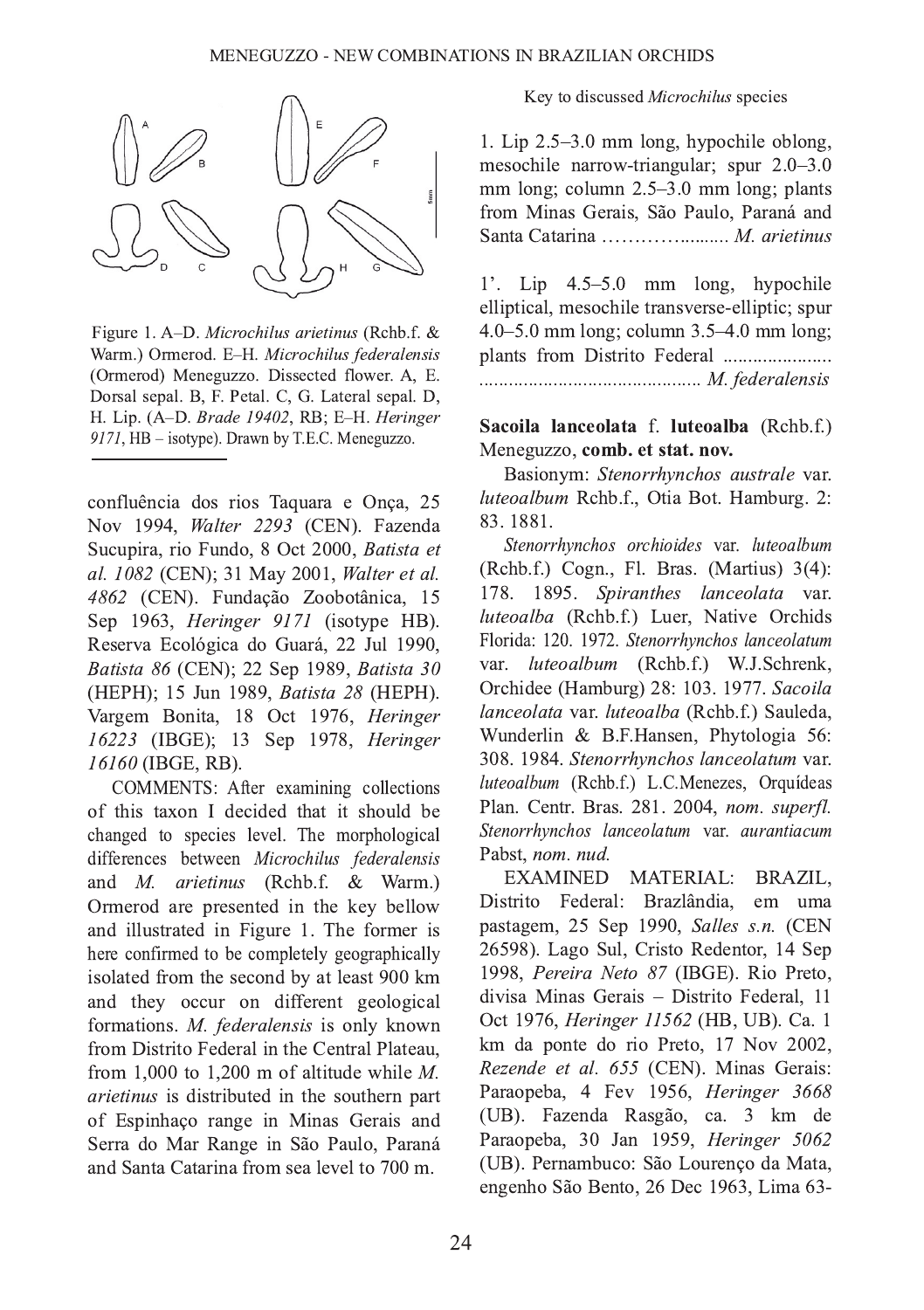Figure 1. A–D. *Microchilus arietinus* (Rchb.f. & Warm.) Ormerod. E–H. *Microchilus federalensis* (Ormerod) Meneguzzo. Dissected flower. A, E. Dorsal sepal. B, F. Petal. C, G. Lateral sepal. D, H. Lip. (A–D. *Brade 19402*, RB; E–H. *Heringer 9171*, HB – isotype). Drawn by T.E.C. Meneguzzo.

confluência dos rios Taquara e Onça, 25 Nov 1994, *Walter 2293* (CEN). Fazenda Sucupira, rio Fundo, 8 Oct 2000, *Batista et al. 1082* (CEN); 31 May 2001, *Walter et al. 4862* (CEN). Fundação Zoobotânica, 15 Sep 1963, *Heringer 9171* (isotype HB). Reserva Ecológica do Guará, 22 Jul 1990, *Batista 86* (CEN); 22 Sep 1989, *Batista 30* (HEPH); 15 Jun 1989, *Batista 28* (HEPH). Vargem Bonita, 18 Oct 1976, *Heringer 16223* (IBGE); 13 Sep 1978, *Heringer 16160* (IBGE, RB).

COMMENTS: After examining collections of this taxon I decided that it should be changed to species level. The morphological differences between *Microchilus federalensis* and *M. arietinus* (Rchb.f. & Warm.) Ormerod are presented in the key bellow and illustrated in Figure 1. The former is here confirmed to be completely geographically isolated from the second by at least 900 km and they occur on different geological formations. *M. federalensis* is only known from Distrito Federal in the Central Plateau, from 1,000 to 1,200 m of altitude while *M. arietinus* is distributed in the southern part of Espinhaço range in Minas Gerais and Serra do Mar Range in São Paulo, Paraná and Santa Catarina from sea level to 700 m.

Key to discussed *Microchilus* species

1. Lip 2.5–3.0 mm long, hypochile oblong, mesochile narrow-triangular; spur 2.0–3.0 mm long; column 2.5–3.0 mm long; plants from Minas Gerais, São Paulo, Paraná and Santa Catarina ………….......... *M. arietinus*

1'. Lip 4.5–5.0 mm long, hypochile elliptical, mesochile transverse-elliptic; spur 4.0–5.0 mm long; column 3.5–4.0 mm long; plants from Distrito Federal ...................... ............................................ *M. federalensis*

**Sacoila lanceolata** f. **luteoalba** (Rchb.f.) Meneguzzo, **comb. et stat. nov.**

Basionym: *Stenorrhynchos australe* var. *luteoalbum* Rchb.f., Otia Bot. Hamburg. 2: 83. 1881.

*Stenorrhynchos orchioides* var. *luteoalbum* (Rchb.f.) Cogn., Fl. Bras. (Martius) 3(4): 178. 1895. *Spiranthes lanceolata* var. *luteoalba* (Rchb.f.) Luer, Native Orchids Florida: 120. 1972. *Stenorrhynchos lanceolatum* var. *luteoalbum* (Rchb.f.) W.J.Schrenk, Orchidee (Hamburg) 28: 103. 1977. *Sacoila lanceolata* var. *luteoalba* (Rchb.f.) Sauleda, Wunderlin & B.F.Hansen, Phytologia 56: 308. 1984. *Stenorrhynchos lanceolatum* var. *luteoalbum* (Rchb.f.) L.C.Menezes, Orquídeas Plan. Centr. Bras. 281. 2004, *nom. superfl. Stenorrhynchos lanceolatum* var. *aurantiacum* Pabst, *nom. nud.*

EXAMINED MATERIAL: BRAZIL, Distrito Federal: Brazlândia, em uma pastagem, 25 Sep 1990, *Salles s.n.* (CEN 26598). Lago Sul, Cristo Redentor, 14 Sep 1998, *Pereira Neto 87* (IBGE). Rio Preto, divisa Minas Gerais – Distrito Federal, 11 Oct 1976, *Heringer 11562* (HB, UB). Ca. 1 km da ponte do rio Preto, 17 Nov 2002, *Rezende et al. 655* (CEN). Minas Gerais: Paraopeba, 4 Fev 1956, *Heringer 3668* (UB). Fazenda Rasgão, ca. 3 km de Paraopeba, 30 Jan 1959, *Heringer 5062* (UB). Pernambuco: São Lourenço da Mata, engenho São Bento, 26 Dec 1963, Lima 63-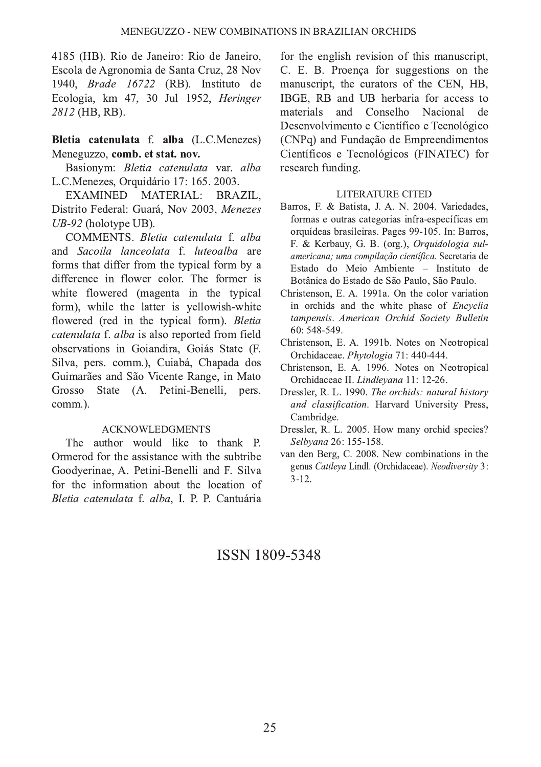4185 (HB). Rio de Janeiro: Rio de Janeiro, Escola de Agronomia de Santa Cruz, 28 Nov 1940, *Brade 16722* (RB). Instituto de Ecologia, km 47, 30 Jul 1952, *Heringer 2812* (HB, RB).

**Bletia catenulata** f. **alba** (L.C.Menezes) Meneguzzo, **comb. et stat. nov.**

Basionym: *Bletia catenulata* var. *alba* L.C.Menezes, Orquidário 17: 165. 2003.

EXAMINED MATERIAL: BRAZIL, Distrito Federal: Guará, Nov 2003, *Menezes UB-92* (holotype UB).

COMMENTS. *Bletia catenulata* f. *alba* and *Sacoila lanceolata* f. *luteoalba* are forms that differ from the typical form by a difference in flower color. The former is white flowered (magenta in the typical form), while the latter is yellowish-white flowered (red in the typical form). *Bletia catenulata* f. *alba* is also reported from field observations in Goiandira, Goiás State (F. Silva, pers. comm.), Cuiabá, Chapada dos Guimarães and São Vicente Range, in Mato Grosso State (A. Petini-Benelli, pers. comm.).

## ACKNOWLEDGMENTS

The author would like to thank P. Ormerod for the assistance with the subtribe Goodyerinae, A. Petini-Benelli and F. Silva for the information about the location of *Bletia catenulata* f. *alba*, I. P. P. Cantuária for the english revision of this manuscript, C. E. B. Proença for suggestions on the manuscript, the curators of the CEN, HB, IBGE, RB and UB herbaria for access to materials and Conselho Nacional de Desenvolvimento e Científico e Tecnológico (CNPq) and Fundação de Empreendimentos Científicos e Tecnológicos (FINATEC) for research funding.

## LITERATURE CITED

Barros, F. & Batista, J. A. N. 2004. Variedades, formas e outras categorias infra-específicas em orquídeas brasileiras. Pages 99-105. In: Barros, F. & Kerbauy, G. B. (org.), *Orquidologia sul-americana; uma compilação científica.* Secretaria de Estado do Meio Ambiente – Instituto de Botânica do Estado de São Paulo, São Paulo.

Christenson, E. A. 1991a. On the color variation in orchids and the white phase of *Encyclia tampensis*. *American Orchid Society Bulletin* 60: 548-549.

Christenson, E. A. 1991b. Notes on Neotropical Orchidaceae. *Phytologia* 71: 440-444.

Christenson, E. A. 1996. Notes on Neotropical Orchidaceae II. *Lindleyana* 11: 12-26.

Dressler, R. L. 1990. *The orchids: natural history and classification*. Harvard University Press, Cambridge.

Dressler, R. L. 2005. How many orchid species? *Selbyana* 26: 155-158.

van den Berg, C. 2008. New combinations in the genus *Cattleya* Lindl. (Orchidaceae). *Neodiversity* 3: 3-12.

ISSN 1809-5348